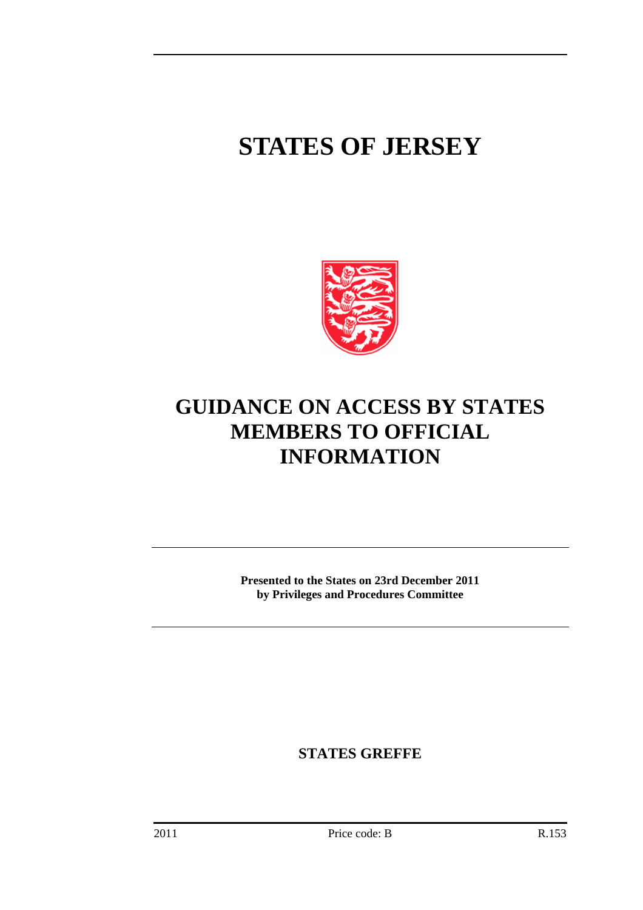# STATES OF JERSEY

# GUIDANCE ON ACCESS BY STATES MEMBERS TO OFFICIAL INFORMATION

**Presented to the States on 23rd December 2011 by Privileges and Procedures Committee**

**STATES GREFFE**

2011 Price code: B R.153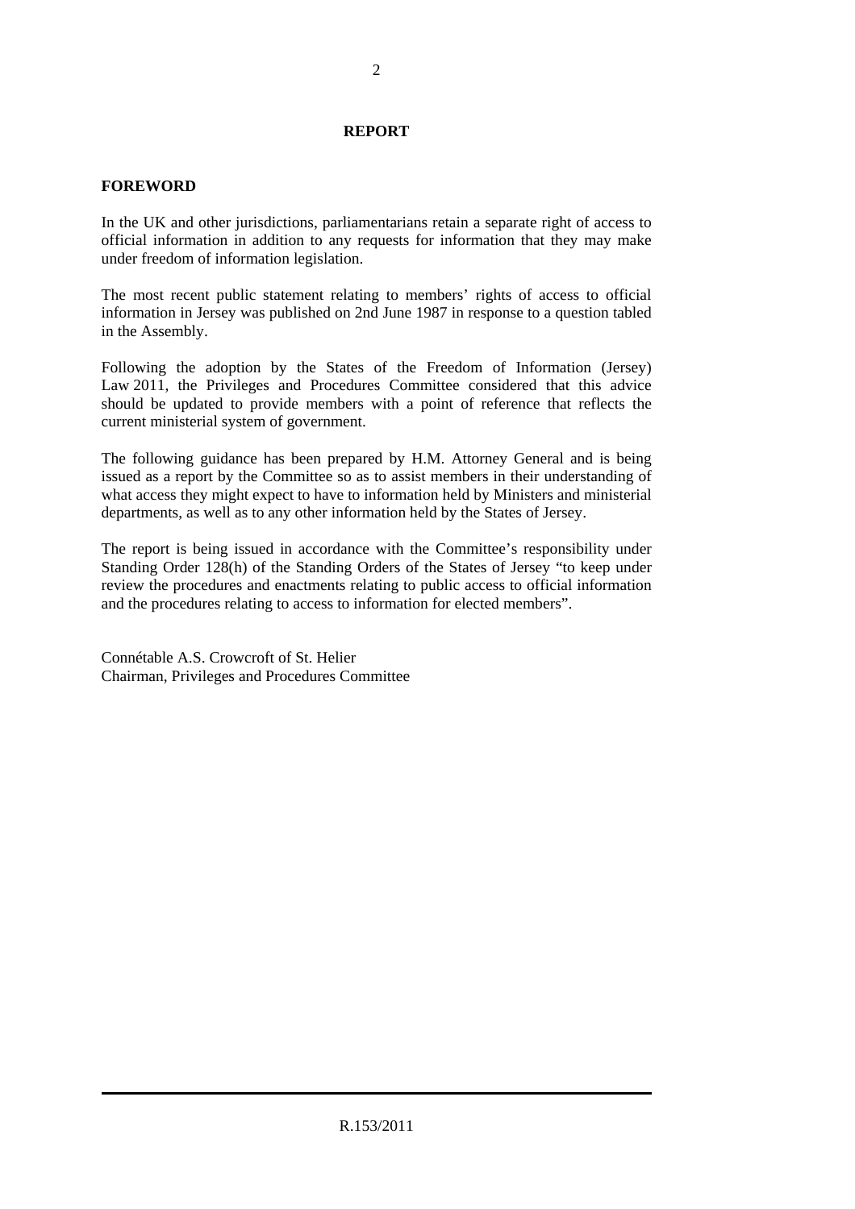# REPORT

## FOREWORD

In the UK and other jurisdictions, parliamentarians retain a separate right of access to official information in addition to any requests for information that they may make under freedom of information legislation.

The most recent public statement relating to members' rights of access to official information in Jersey was published on 2nd June 1987 in response to a question tabled in the Assembly.

Following the adoption by the States of the Freedom of Information (Jersey) Law 2011, the Privileges and Procedures Committee considered that this advice should be updated to provide members with a point of reference that reflects the current ministerial system of government.

The following guidance has been prepared by H.M. Attorney General and is being issued as a report by the Committee so as to assist members in their understanding of what access they might expect to have to information held by Ministers and ministerial departments, as well as to any other information held by the States of Jersey.

The report is being issued in accordance with the Committee's responsibility under Standing Order 128(h) of the Standing Orders of the States of Jersey "to keep under review the procedures and enactments relating to public access to official information and the procedures relating to access to information for elected members".

Connétable A.S. Crowcroft of St. Helier
Chairman, Privileges and Procedures Committee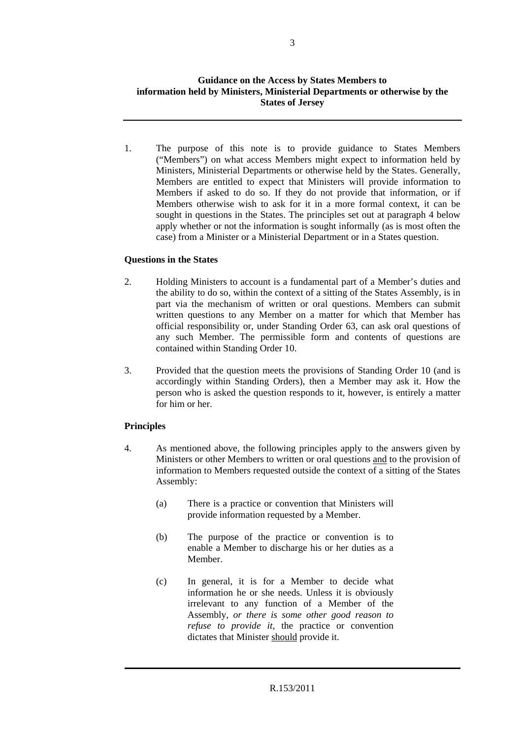**Guidance on the Access by States Members to information held by Ministers, Ministerial Departments or otherwise by the States of Jersey**

1. The purpose of this note is to provide guidance to States Members ("Members") on what access Members might expect to information held by Ministers, Ministerial Departments or otherwise held by the States. Generally, Members are entitled to expect that Ministers will provide information to Members if asked to do so. If they do not provide that information, or if Members otherwise wish to ask for it in a more formal context, it can be sought in questions in the States. The principles set out at paragraph 4 below apply whether or not the information is sought informally (as is most often the case) from a Minister or a Ministerial Department or in a States question.

**Questions in the States**

2. Holding Ministers to account is a fundamental part of a Member's duties and the ability to do so, within the context of a sitting of the States Assembly, is in part via the mechanism of written or oral questions. Members can submit written questions to any Member on a matter for which that Member has official responsibility or, under Standing Order 63, can ask oral questions of any such Member. The permissible form and contents of questions are contained within Standing Order 10.

3. Provided that the question meets the provisions of Standing Order 10 (and is accordingly within Standing Orders), then a Member may ask it. How the person who is asked the question responds to it, however, is entirely a matter for him or her.

**Principles**

4. As mentioned above, the following principles apply to the answers given by Ministers or other Members to written or oral questions <u>and</u> to the provision of information to Members requested outside the context of a sitting of the States Assembly:

   (a) There is a practice or convention that Ministers will provide information requested by a Member.

   (b) The purpose of the practice or convention is to enable a Member to discharge his or her duties as a Member.

   (c) In general, it is for a Member to decide what information he or she needs. Unless it is obviously irrelevant to any function of a Member of the Assembly, *or there is some other good reason to refuse to provide it*, the practice or convention dictates that Minister <u>should</u> provide it.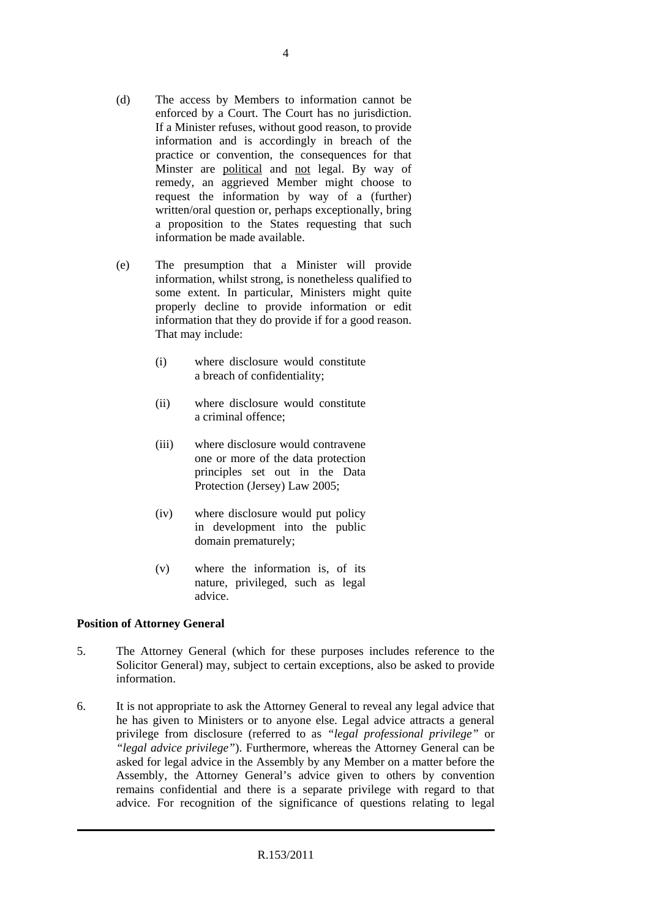(d) The access by Members to information cannot be enforced by a Court. The Court has no jurisdiction. If a Minister refuses, without good reason, to provide information and is accordingly in breach of the practice or convention, the consequences for that Minster are political and not legal. By way of remedy, an aggrieved Member might choose to request the information by way of a (further) written/oral question or, perhaps exceptionally, bring a proposition to the States requesting that such information be made available.

(e) The presumption that a Minister will provide information, whilst strong, is nonetheless qualified to some extent. In particular, Ministers might quite properly decline to provide information or edit information that they do provide if for a good reason. That may include:

(i) where disclosure would constitute a breach of confidentiality;

(ii) where disclosure would constitute a criminal offence;

(iii) where disclosure would contravene one or more of the data protection principles set out in the Data Protection (Jersey) Law 2005;

(iv) where disclosure would put policy in development into the public domain prematurely;

(v) where the information is, of its nature, privileged, such as legal advice.

**Position of Attorney General**

5. The Attorney General (which for these purposes includes reference to the Solicitor General) may, subject to certain exceptions, also be asked to provide information.

6. It is not appropriate to ask the Attorney General to reveal any legal advice that he has given to Ministers or to anyone else. Legal advice attracts a general privilege from disclosure (referred to as *"legal professional privilege"* or *"legal advice privilege"*). Furthermore, whereas the Attorney General can be asked for legal advice in the Assembly by any Member on a matter before the Assembly, the Attorney General's advice given to others by convention remains confidential and there is a separate privilege with regard to that advice. For recognition of the significance of questions relating to legal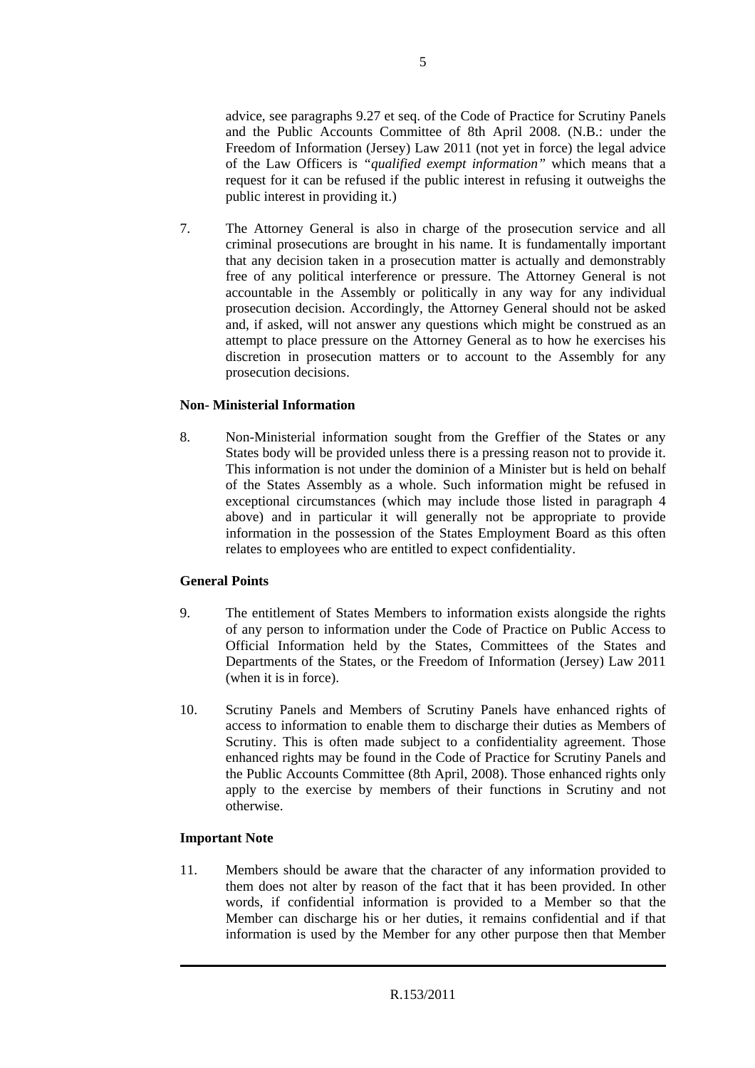advice, see paragraphs 9.27 et seq. of the Code of Practice for Scrutiny Panels and the Public Accounts Committee of 8th April 2008. (N.B.: under the Freedom of Information (Jersey) Law 2011 (not yet in force) the legal advice of the Law Officers is *"qualified exempt information"* which means that a request for it can be refused if the public interest in refusing it outweighs the public interest in providing it.)

7. The Attorney General is also in charge of the prosecution service and all criminal prosecutions are brought in his name. It is fundamentally important that any decision taken in a prosecution matter is actually and demonstrably free of any political interference or pressure. The Attorney General is not accountable in the Assembly or politically in any way for any individual prosecution decision. Accordingly, the Attorney General should not be asked and, if asked, will not answer any questions which might be construed as an attempt to place pressure on the Attorney General as to how he exercises his discretion in prosecution matters or to account to the Assembly for any prosecution decisions.

**Non- Ministerial Information**

8. Non-Ministerial information sought from the Greffier of the States or any States body will be provided unless there is a pressing reason not to provide it. This information is not under the dominion of a Minister but is held on behalf of the States Assembly as a whole. Such information might be refused in exceptional circumstances (which may include those listed in paragraph 4 above) and in particular it will generally not be appropriate to provide information in the possession of the States Employment Board as this often relates to employees who are entitled to expect confidentiality.

**General Points**

9. The entitlement of States Members to information exists alongside the rights of any person to information under the Code of Practice on Public Access to Official Information held by the States, Committees of the States and Departments of the States, or the Freedom of Information (Jersey) Law 2011 (when it is in force).

10. Scrutiny Panels and Members of Scrutiny Panels have enhanced rights of access to information to enable them to discharge their duties as Members of Scrutiny. This is often made subject to a confidentiality agreement. Those enhanced rights may be found in the Code of Practice for Scrutiny Panels and the Public Accounts Committee (8th April, 2008). Those enhanced rights only apply to the exercise by members of their functions in Scrutiny and not otherwise.

**Important Note**

11. Members should be aware that the character of any information provided to them does not alter by reason of the fact that it has been provided. In other words, if confidential information is provided to a Member so that the Member can discharge his or her duties, it remains confidential and if that information is used by the Member for any other purpose then that Member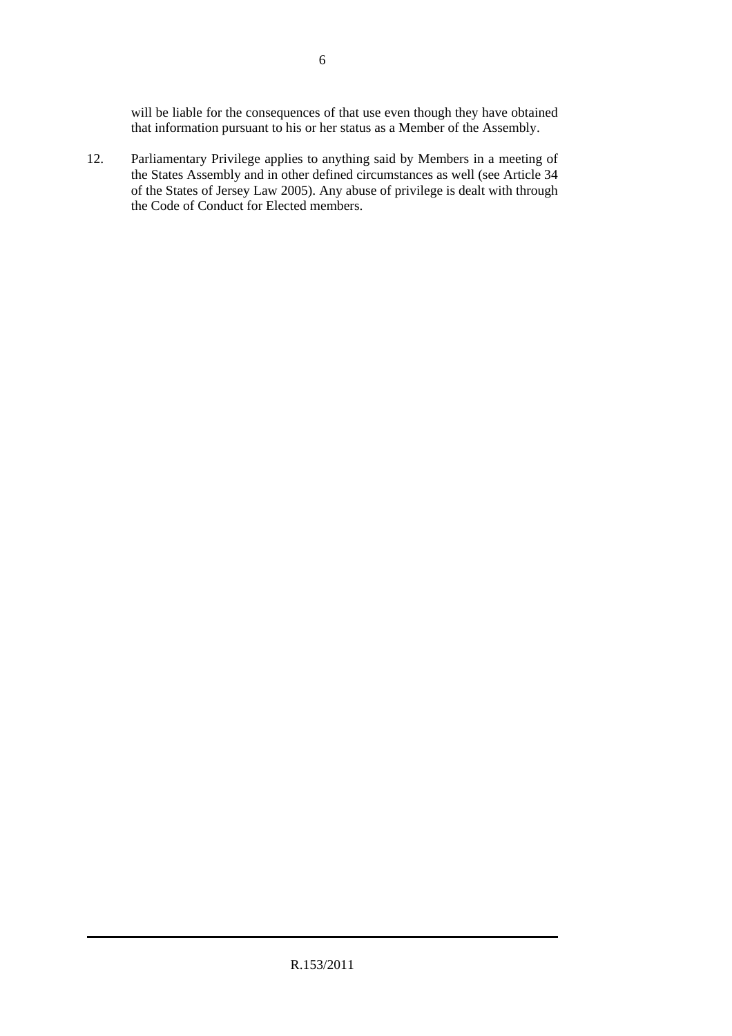will be liable for the consequences of that use even though they have obtained that information pursuant to his or her status as a Member of the Assembly.

12. Parliamentary Privilege applies to anything said by Members in a meeting of the States Assembly and in other defined circumstances as well (see Article 34 of the States of Jersey Law 2005). Any abuse of privilege is dealt with through the Code of Conduct for Elected members.